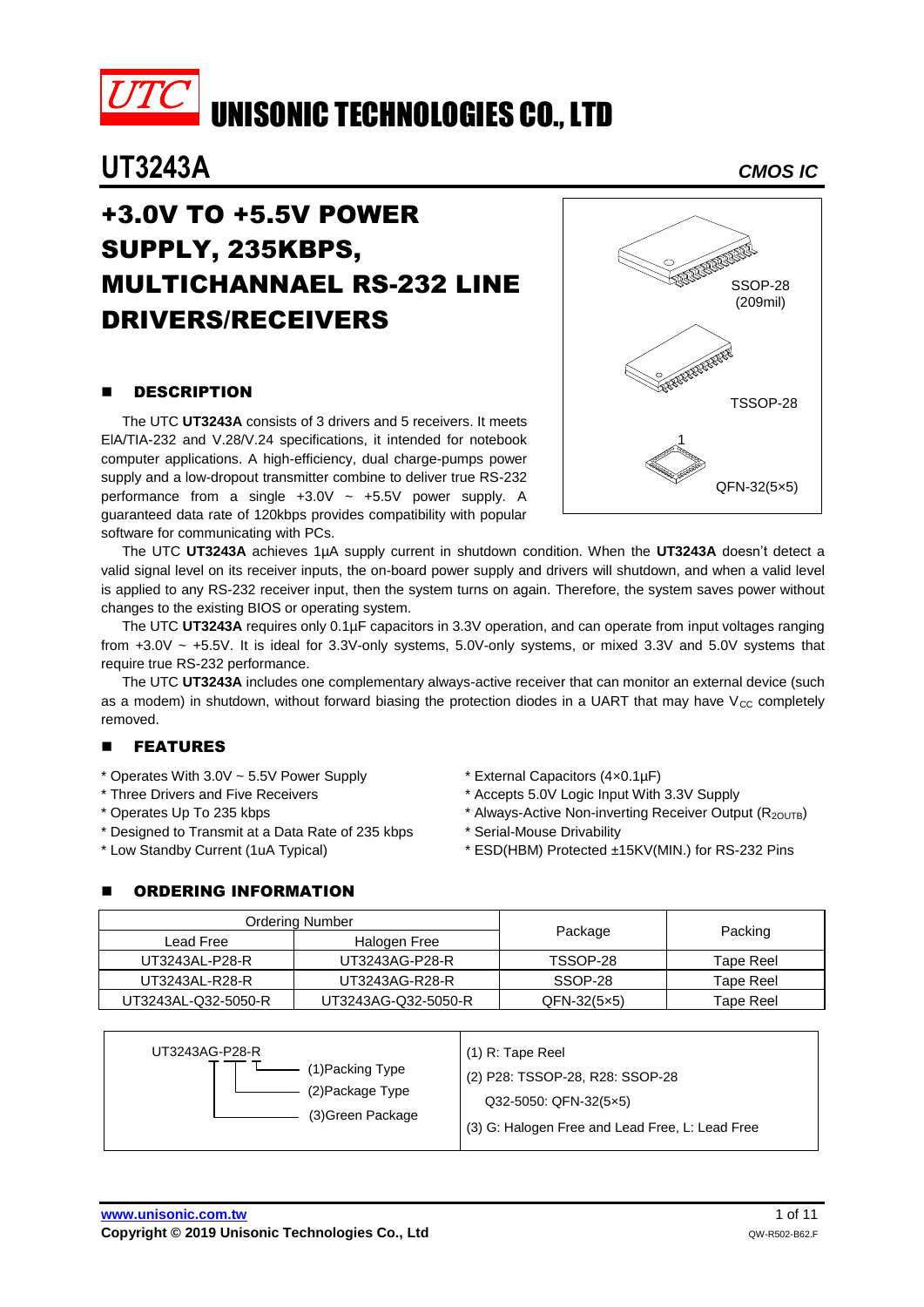# UNISONIC TECHNOLOGIES CO., LTD

## UT3243A

*CMOS IC*

# +3.0V TO +5.5V POWER SUPPLY, 235KBPS, MULTICHANNAEL RS-232 LINE DRIVERS/RECEIVERS

SSOP-28 (209mil)

TSSOP-28

QFN-32(5×5)

## DESCRIPTION

The UTC **UT3243A** consists of 3 drivers and 5 receivers. It meets EIA/TIA-232 and V.28/V.24 specifications, it intended for notebook computer applications. A high-efficiency, dual charge-pumps power supply and a low-dropout transmitter combine to deliver true RS-232 performance from a single +3.0V ~ +5.5V power supply. A guaranteed data rate of 120kbps provides compatibility with popular software for communicating with PCs.

The UTC **UT3243A** achieves 1μA supply current in shutdown condition. When the **UT3243A** doesn't detect a valid signal level on its receiver inputs, the on-board power supply and drivers will shutdown, and when a valid level is applied to any RS-232 receiver input, then the system turns on again. Therefore, the system saves power without changes to the existing BIOS or operating system.

The UTC **UT3243A** requires only 0.1μF capacitors in 3.3V operation, and can operate from input voltages ranging from +3.0V ~ +5.5V. It is ideal for 3.3V-only systems, 5.0V-only systems, or mixed 3.3V and 5.0V systems that require true RS-232 performance.

The UTC **UT3243A** includes one complementary always-active receiver that can monitor an external device (such as a modem) in shutdown, without forward biasing the protection diodes in a UART that may have $V_{CC}$ completely removed.

## FEATURES

* Operates With 3.0V ~ 5.5V Power Supply
* Three Drivers and Five Receivers
* Operates Up To 235 kbps
* Designed to Transmit at a Data Rate of 235 kbps
* Low Standby Current (1uA Typical)
* External Capacitors (4×0.1μF)
* Accepts 5.0V Logic Input With 3.3V Supply
* Always-Active Non-inverting Receiver Output ($R_{2OUTB}$)
* Serial-Mouse Drivability
* ESD(HBM) Protected ±15KV(MIN.) for RS-232 Pins

## ORDERING INFORMATION

| Ordering Number | | Package | Packing |
|---|---|---|---|
| Lead Free | Halogen Free | | |
| UT3243AL-P28-R | UT3243AG-P28-R | TSSOP-28 | Tape Reel |
| UT3243AL-R28-R | UT3243AG-R28-R | SSOP-28 | Tape Reel |
| UT3243AL-Q32-5050-R | UT3243AG-Q32-5050-R | QFN-32(5×5) | Tape Reel |

| UT3243AG-P28-R | |
|---|---|
| (1)Packing Type | (1) R: Tape Reel |
| (2)Package Type | (2) P28: TSSOP-28, R28: SSOP-28<br>Q32-5050: QFN-32(5×5) |
| (3)Green Package | (3) G: Halogen Free and Lead Free, L: Lead Free |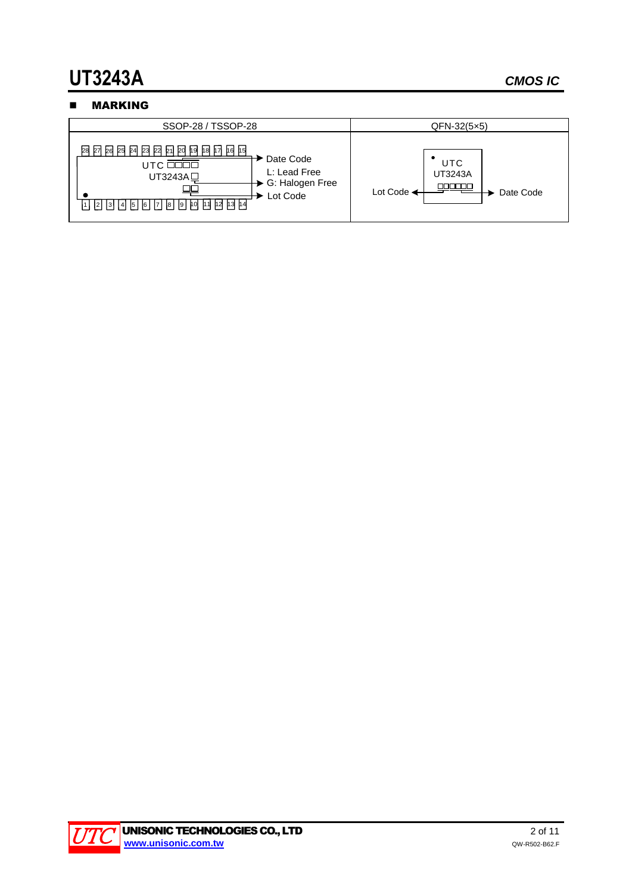## ■ MARKING

| SSOP-28 / TSSOP-28 | QFN-32(5×5) |
| --- | --- |
| UTC □□□□ → Date Code<br>UT3243A□ → L: Lead Free, G: Halogen Free<br>□□ → Lot Code | UTC<br>UT3243A<br>□□□□□□<br>Lot Code ← → Date Code |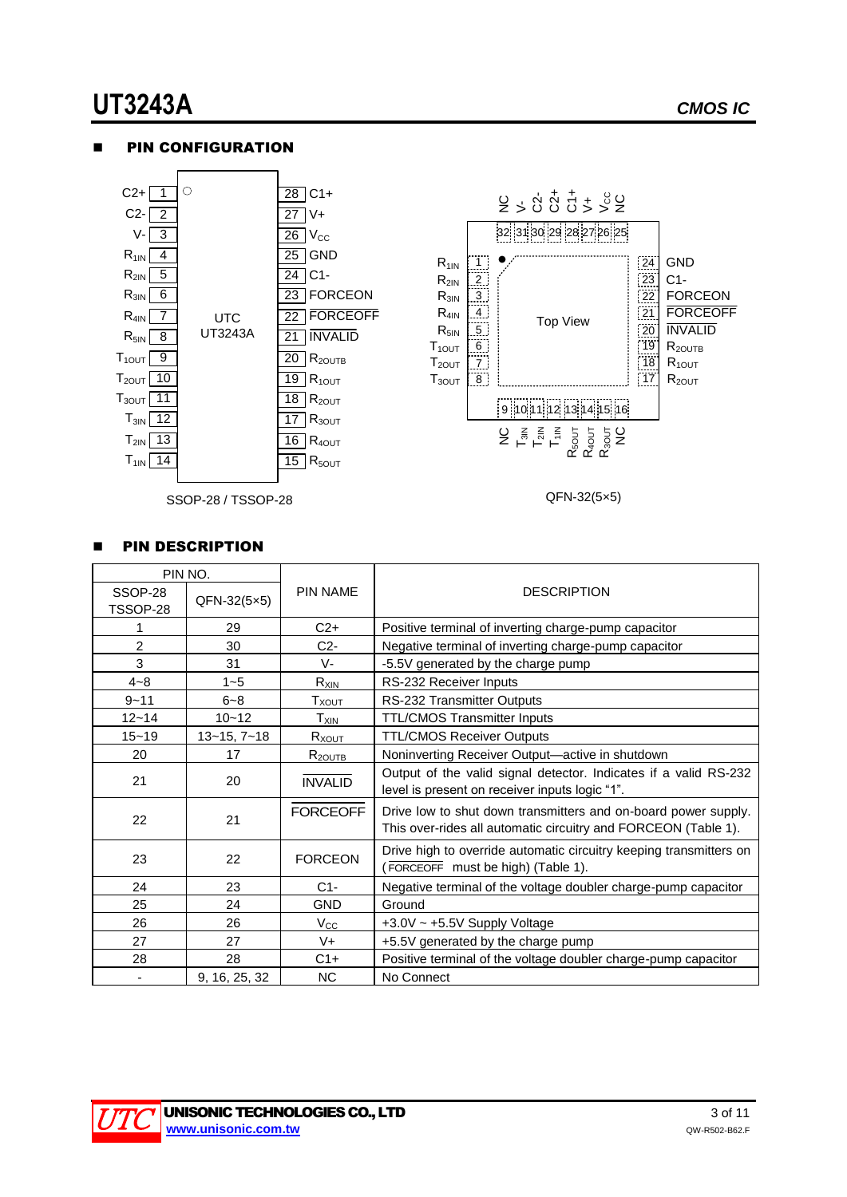## PIN CONFIGURATION

| Pin | Name | Pin | Name |
|---|---|---|---|
| 1 | C2+ | 28 | C1+ |
| 2 | C2- | 27 | V+ |
| 3 | V- | 26 | $V_{CC}$ |
| 4 | $R_{1IN}$ | 25 | GND |
| 5 | $R_{2IN}$ | 24 | C1- |
| 6 | $R_{3IN}$ | 23 | FORCEON |
| 7 | $R_{4IN}$ | 22 | $\overline{FORCEOFF}$ |
| 8 | $R_{5IN}$ | 21 | $\overline{INVALID}$ |
| 9 | $T_{1OUT}$ | 20 | $R_{2OUTB}$ |
| 10 | $T_{2OUT}$ | 19 | $R_{1OUT}$ |
| 11 | $T_{3OUT}$ | 18 | $R_{2OUT}$ |
| 12 | $T_{3IN}$ | 17 | $R_{3OUT}$ |
| 13 | $T_{2IN}$ | 16 | $R_{4OUT}$ |
| 14 | $T_{1IN}$ | 15 | $R_{5OUT}$ |

UTC UT3243A

SSOP-28 / TSSOP-28

| Pin | Name | Pin | Name | Pin | Name | Pin | Name |
|---|---|---|---|---|---|---|---|
| 1 | $R_{1IN}$ | 9 | NC | 17 | $R_{2OUT}$ | 25 | NC |
| 2 | $R_{2IN}$ | 10 | $T_{3IN}$ | 18 | $R_{1OUT}$ | 26 | $V_{CC}$ |
| 3 | $R_{3IN}$ | 11 | $T_{2IN}$ | 19 | $R_{2OUTB}$ | 27 | V+ |
| 4 | $R_{4IN}$ | 12 | $T_{1IN}$ | 20 | $\overline{INVALID}$ | 28 | C1+ |
| 5 | $R_{5IN}$ | 13 | $R_{5OUT}$ | 21 | $\overline{FORCEOFF}$ | 29 | C2+ |
| 6 | $T_{1OUT}$ | 14 | $R_{4OUT}$ | 22 | FORCEON | 30 | C2- |
| 7 | $T_{2OUT}$ | 15 | $R_{3OUT}$ | 23 | C1- | 31 | V- |
| 8 | $T_{3OUT}$ | 16 | NC | 24 | GND | 32 | NC |

Top View

QFN-32(5×5)

## PIN DESCRIPTION

| PIN NO. | | PIN NAME | DESCRIPTION |
|---|---|---|---|
| SSOP-28 TSSOP-28 | QFN-32(5×5) | | |
| 1 | 29 | C2+ | Positive terminal of inverting charge-pump capacitor |
| 2 | 30 | C2- | Negative terminal of inverting charge-pump capacitor |
| 3 | 31 | V- | -5.5V generated by the charge pump |
| 4~8 | 1~5 | $R_{XIN}$ | RS-232 Receiver Inputs |
| 9~11 | 6~8 | $T_{XOUT}$ | RS-232 Transmitter Outputs |
| 12~14 | 10~12 | $T_{XIN}$ | TTL/CMOS Transmitter Inputs |
| 15~19 | 13~15, 7~18 | $R_{XOUT}$ | TTL/CMOS Receiver Outputs |
| 20 | 17 | $R_{2OUTB}$ | Noninverting Receiver Output—active in shutdown |
| 21 | 20 | $\overline{INVALID}$ | Output of the valid signal detector. Indicates if a valid RS-232 level is present on receiver inputs logic "1". |
| 22 | 21 | $\overline{FORCEOFF}$ | Drive low to shut down transmitters and on-board power supply. This over-rides all automatic circuitry and FORCEON (Table 1). |
| 23 | 22 | FORCEON | Drive high to override automatic circuitry keeping transmitters on ($\overline{FORCEOFF}$ must be high) (Table 1). |
| 24 | 23 | C1- | Negative terminal of the voltage doubler charge-pump capacitor |
| 25 | 24 | GND | Ground |
| 26 | 26 | $V_{CC}$ | +3.0V ~ +5.5V Supply Voltage |
| 27 | 27 | V+ | +5.5V generated by the charge pump |
| 28 | 28 | C1+ | Positive terminal of the voltage doubler charge-pump capacitor |
| - | 9, 16, 25, 32 | NC | No Connect |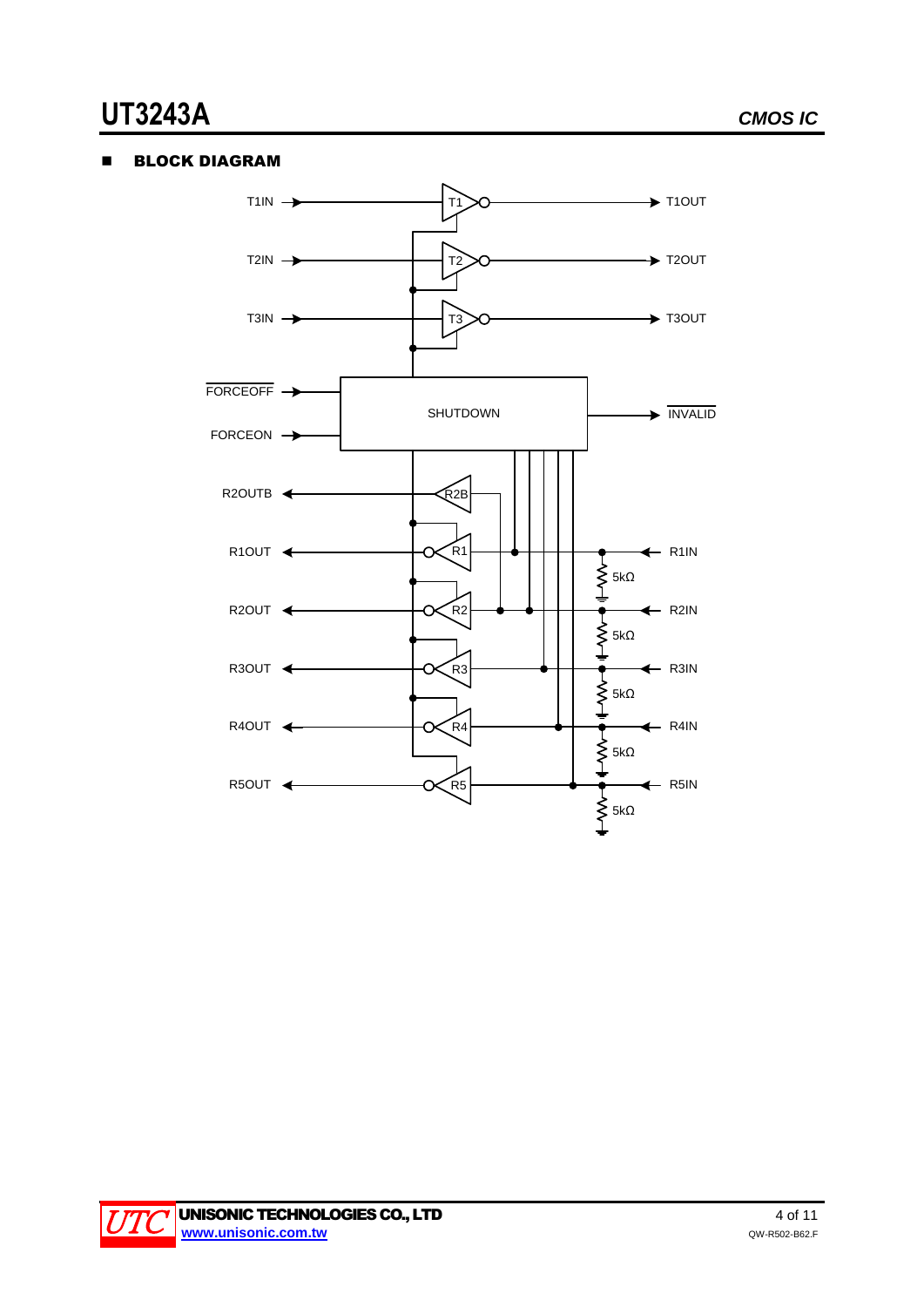## BLOCK DIAGRAM

T1IN → T1 → T1OUT

T2IN → T2 → T2OUT

T3IN → T3 → T3OUT

$\overline{\text{FORCEOFF}}$ → SHUTDOWN → $\overline{\text{INVALID}}$

FORCEON → SHUTDOWN

R2OUTB ← R2B

R1OUT ← R1 ← R1IN (5kΩ)

R2OUT ← R2 ← R2IN (5kΩ)

R3OUT ← R3 ← R3IN (5kΩ)

R4OUT ← R4 ← R4IN (5kΩ)

R5OUT ← R5 ← R5IN (5kΩ)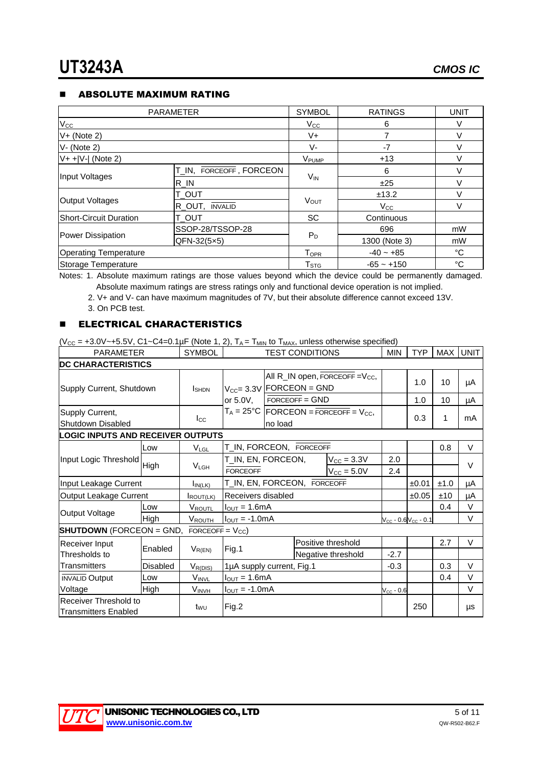## ABSOLUTE MAXIMUM RATING

| PARAMETER | | SYMBOL | RATINGS | UNIT |
|---|---|---|---|---|
| $V_{CC}$ | | $V_{CC}$ | 6 | V |
| V+ (Note 2) | | V+ | 7 | V |
| V- (Note 2) | | V- | -7 | V |
| V+ +\|V-\| (Note 2) | | $V_{PUMP}$ | +13 | V |
| Input Voltages | T_IN, $\overline{FORCEOFF}$, FORCEON | $V_{IN}$ | 6 | V |
| | R_IN | | ±25 | V |
| Output Voltages | T_OUT | $V_{OUT}$ | ±13.2 | V |
| | R_OUT, $\overline{INVALID}$ | | $V_{CC}$ | V |
| Short-Circuit Duration | T_OUT | SC | Continuous | |
| Power Dissipation | SSOP-28/TSSOP-28 | $P_D$ | 696 | mW |
| | QFN-32(5×5) | | 1300 (Note 3) | mW |
| Operating Temperature | | $T_{OPR}$ | -40 ~ +85 | °C |
| Storage Temperature | | $T_{STG}$ | -65 ~ +150 | °C |

Notes: 1. Absolute maximum ratings are those values beyond which the device could be permanently damaged. Absolute maximum ratings are stress ratings only and functional device operation is not implied.
2. V+ and V- can have maximum magnitudes of 7V, but their absolute difference cannot exceed 13V.
3. On PCB test.

## ELECTRICAL CHARACTERISTICS

($V_{CC}$ = +3.0V~+5.5V, C1~C4=0.1µF (Note 1, 2), $T_A = T_{MIN}$ to $T_{MAX}$, unless otherwise specified)

| PARAMETER | | SYMBOL | TEST CONDITIONS | | | MIN | TYP | MAX | UNIT |
|---|---|---|---|---|---|---|---|---|---|
| **DC CHARACTERISTICS** | | | | | | | | | |
| Supply Current, Shutdown | | $I_{SHDN}$ | $V_{CC}$= 3.3V or 5.0V, $T_A$ = 25°C | All R_IN open, $\overline{FORCEOFF}$ =$V_{CC}$, FORCEON = GND | | | 1.0 | 10 | µA |
| | | | | $\overline{FORCEOFF}$ = GND | | | 1.0 | 10 | µA |
| Supply Current, Shutdown Disabled | | $I_{CC}$ | | FORCEON = $\overline{FORCEOFF}$ = $V_{CC}$, no load | | | 0.3 | 1 | mA |
| **LOGIC INPUTS AND RECEIVER OUTPUTS** | | | | | | | | | |
| Input Logic Threshold | Low | $V_{LGL}$ | T_IN, FORCEON, $\overline{FORCEOFF}$ | | | | | 0.8 | V |
| | High | $V_{LGH}$ | T_IN, EN, FORCEON, $\overline{FORCEOFF}$ | | $V_{CC}$ = 3.3V | 2.0 | | | V |
| | | | | | $V_{CC}$ = 5.0V | 2.4 | | | |
| Input Leakage Current | | $I_{IN(LK)}$ | T_IN, EN, FORCEON, $\overline{FORCEOFF}$ | | | | ±0.01 | ±1.0 | µA |
| Output Leakage Current | | $I_{ROUT(LK)}$ | Receivers disabled | | | | ±0.05 | ±10 | µA |
| Output Voltage | Low | $V_{ROUTL}$ | $I_{OUT}$ = 1.6mA | | | | | 0.4 | V |
| | High | $V_{ROUTH}$ | $I_{OUT}$ = -1.0mA | | | $V_{CC}$ - 0.6 | $V_{CC}$ - 0.1 | | V |
| **SHUTDOWN** (FORCEON = GND, $\overline{FORCEOFF}$ = $V_{CC}$) | | | | | | | | | |
| Receiver Input Thresholds to Transmitters | Enabled | $V_{R(EN)}$ | Fig.1 | Positive threshold | | | | 2.7 | V |
| | | | | Negative threshold | | -2.7 | | | |
| | Disabled | $V_{R(DIS)}$ | 1µA supply current, Fig.1 | | | -0.3 | | 0.3 | V |
| $\overline{INVALID}$ Output Voltage | Low | $V_{INVL}$ | $I_{OUT}$ = 1.6mA | | | | | 0.4 | V |
| | High | $V_{INVH}$ | $I_{OUT}$ = -1.0mA | | | $V_{CC}$ - 0.6 | | | V |
| Receiver Threshold to Transmitters Enabled | | $t_{WU}$ | Fig.2 | | | | 250 | | µs |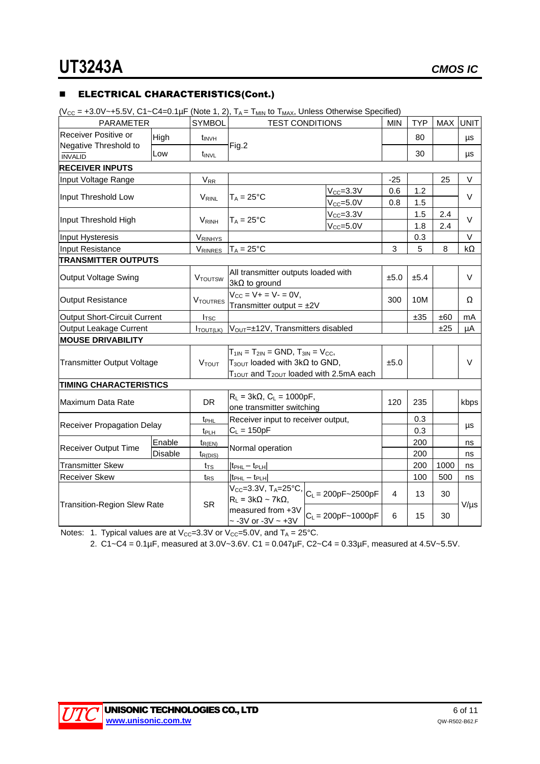## ■ ELECTRICAL CHARACTERISTICS(Cont.)

($V_{CC}$ = +3.0V~+5.5V, C1~C4=0.1µF (Note 1, 2), $T_A$ = $T_{MIN}$ to $T_{MAX}$, Unless Otherwise Specified)

| PARAMETER | | SYMBOL | TEST CONDITIONS | | MIN | TYP | MAX | UNIT |
|---|---|---|---|---|---|---|---|---|
| Receiver Positive or Negative Threshold to INVALID | High | $t_{INVH}$ | Fig.2 | | | 80 | | µs |
| | Low | $t_{INVL}$ | | | | 30 | | µs |
| **RECEIVER INPUTS** | | | | | | | | |
| Input Voltage Range | | $V_{RR}$ | | | -25 | | 25 | V |
| Input Threshold Low | | $V_{RINL}$ | $T_A$ = 25°C | $V_{CC}$=3.3V | 0.6 | 1.2 | | V |
| | | | | $V_{CC}$=5.0V | 0.8 | 1.5 | | |
| Input Threshold High | | $V_{RINH}$ | $T_A$ = 25°C | $V_{CC}$=3.3V | | 1.5 | 2.4 | V |
| | | | | $V_{CC}$=5.0V | | 1.8 | 2.4 | |
| Input Hysteresis | | $V_{RINHYS}$ | | | | 0.3 | | V |
| Input Resistance | | $V_{RINRES}$ | $T_A$ = 25°C | | 3 | 5 | 8 | kΩ |
| **TRANSMITTER OUTPUTS** | | | | | | | | |
| Output Voltage Swing | | $V_{TOUTSW}$ | All transmitter outputs loaded with 3kΩ to ground | | ±5.0 | ±5.4 | | V |
| Output Resistance | | $V_{TOUTRES}$ | $V_{CC}$ = V+ = V- = 0V, Transmitter output = ±2V | | 300 | 10M | | Ω |
| Output Short-Circuit Current | | $I_{TSC}$ | | | | ±35 | ±60 | mA |
| Output Leakage Current | | $I_{TOUT(LK)}$ | $V_{OUT}$=±12V, Transmitters disabled | | | | ±25 | µA |
| **MOUSE DRIVABILITY** | | | | | | | | |
| Transmitter Output Voltage | | $V_{TOUT}$ | $T_{1IN}$ = $T_{2IN}$ = GND, $T_{3IN}$ = $V_{CC}$, $T_{3OUT}$ loaded with 3kΩ to GND, $T_{1OUT}$ and $T_{2OUT}$ loaded with 2.5mA each | | ±5.0 | | | V |
| **TIMING CHARACTERISTICS** | | | | | | | | |
| Maximum Data Rate | | DR | $R_L$ = 3kΩ, $C_L$ = 1000pF, one transmitter switching | | 120 | 235 | | kbps |
| Receiver Propagation Delay | | $t_{PHL}$ | Receiver input to receiver output, $C_L$ = 150pF | | | 0.3 | | µs |
| | | $t_{PLH}$ | | | | 0.3 | | |
| Receiver Output Time | Enable | $t_{R(EN)}$ | Normal operation | | | 200 | | ns |
| | Disable | $t_{R(DIS)}$ | | | | 200 | | ns |
| Transmitter Skew | | $t_{TS}$ | $\|t_{PHL} - t_{PLH}\|$ | | | 200 | 1000 | ns |
| Receiver Skew | | $t_{RS}$ | $\|t_{PHL} - t_{PLH}\|$ | | | 100 | 500 | ns |
| Transition-Region Slew Rate | | SR | $V_{CC}$=3.3V, $T_A$=25°C, $R_L$ = 3kΩ ~ 7kΩ, measured from +3V ~ -3V or -3V ~ +3V | $C_L$ = 200pF~2500pF | 4 | 13 | 30 | V/µs |
| | | | | $C_L$ = 200pF~1000pF | 6 | 15 | 30 | |

Notes: 1. Typical values are at $V_{CC}$=3.3V or $V_{CC}$=5.0V, and $T_A$ = 25°C.

2. C1~C4 = 0.1µF, measured at 3.0V~3.6V. C1 = 0.047µF, C2~C4 = 0.33µF, measured at 4.5V~5.5V.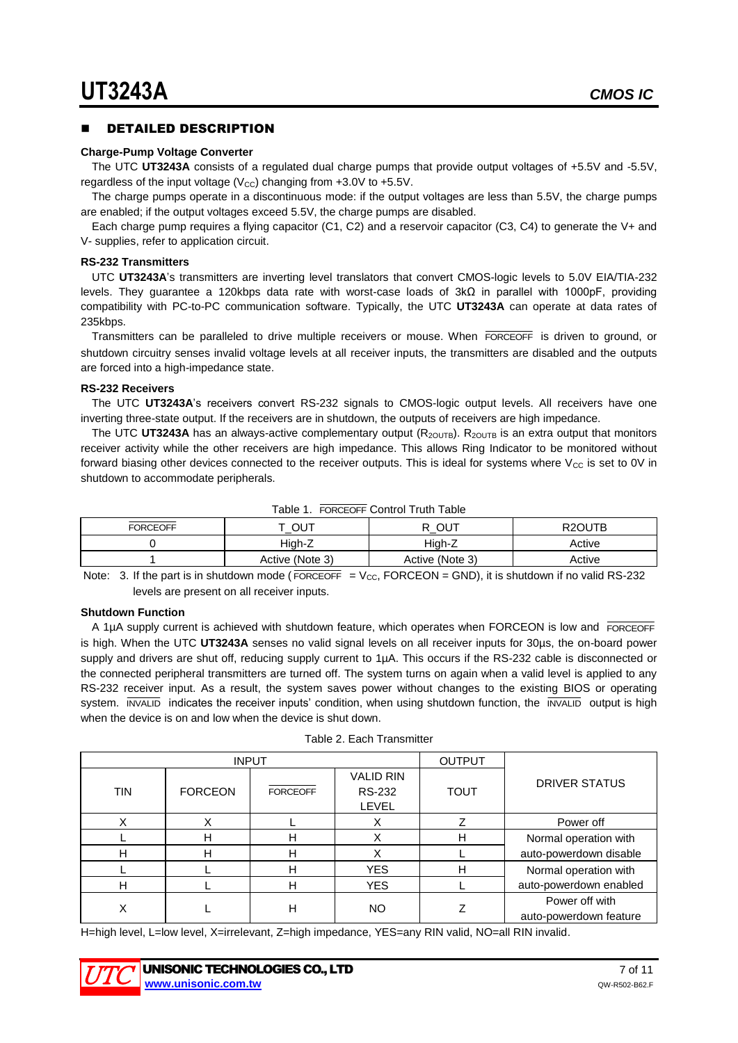## DETAILED DESCRIPTION

**Charge-Pump Voltage Converter**

The UTC **UT3243A** consists of a regulated dual charge pumps that provide output voltages of +5.5V and -5.5V, regardless of the input voltage ($V_{CC}$) changing from +3.0V to +5.5V.

The charge pumps operate in a discontinuous mode: if the output voltages are less than 5.5V, the charge pumps are enabled; if the output voltages exceed 5.5V, the charge pumps are disabled.

Each charge pump requires a flying capacitor (C1, C2) and a reservoir capacitor (C3, C4) to generate the V+ and V- supplies, refer to application circuit.

**RS-232 Transmitters**

UTC **UT3243A**'s transmitters are inverting level translators that convert CMOS-logic levels to 5.0V EIA/TIA-232 levels. They guarantee a 120kbps data rate with worst-case loads of 3kΩ in parallel with 1000pF, providing compatibility with PC-to-PC communication software. Typically, the UTC **UT3243A** can operate at data rates of 235kbps.

Transmitters can be paralleled to drive multiple receivers or mouse. When $\overline{\text{FORCEOFF}}$ is driven to ground, or shutdown circuitry senses invalid voltage levels at all receiver inputs, the transmitters are disabled and the outputs are forced into a high-impedance state.

**RS-232 Receivers**

The UTC **UT3243A**'s receivers convert RS-232 signals to CMOS-logic output levels. All receivers have one inverting three-state output. If the receivers are in shutdown, the outputs of receivers are high impedance.

The UTC **UT3243A** has an always-active complementary output ($R_{2OUTB}$). $R_{2OUTB}$ is an extra output that monitors receiver activity while the other receivers are high impedance. This allows Ring Indicator to be monitored without forward biasing other devices connected to the receiver outputs. This is ideal for systems where $V_{CC}$ is set to 0V in shutdown to accommodate peripherals.

Table 1. $\overline{\text{FORCEOFF}}$ Control Truth Table

| $\overline{\text{FORCEOFF}}$ | T_OUT | R_OUT | R2OUTB |
|---|---|---|---|
| 0 | High-Z | High-Z | Active |
| 1 | Active (Note 3) | Active (Note 3) | Active |

Note: 3. If the part is in shutdown mode ($\overline{\text{FORCEOFF}}$ = $V_{CC}$, FORCEON = GND), it is shutdown if no valid RS-232 levels are present on all receiver inputs.

**Shutdown Function**

A 1µA supply current is achieved with shutdown feature, which operates when FORCEON is low and $\overline{\text{FORCEOFF}}$ is high. When the UTC **UT3243A** senses no valid signal levels on all receiver inputs for 30µs, the on-board power supply and drivers are shut off, reducing supply current to 1µA. This occurs if the RS-232 cable is disconnected or the connected peripheral transmitters are turned off. The system turns on again when a valid level is applied to any RS-232 receiver input. As a result, the system saves power without changes to the existing BIOS or operating system. $\overline{\text{INVALID}}$ indicates the receiver inputs' condition, when using shutdown function, the $\overline{\text{INVALID}}$ output is high when the device is on and low when the device is shut down.

Table 2. Each Transmitter

| INPUT | | | | OUTPUT | DRIVER STATUS |
|---|---|---|---|---|---|
| TIN | FORCEON | $\overline{\text{FORCEOFF}}$ | VALID RIN RS-232 LEVEL | TOUT | |
| X | X | L | X | Z | Power off |
| L | H | H | X | H | Normal operation with auto-powerdown disable |
| H | H | H | X | L | |
| L | L | H | YES | H | Normal operation with auto-powerdown enabled |
| H | L | H | YES | L | |
| X | L | H | NO | Z | Power off with auto-powerdown feature |

H=high level, L=low level, X=irrelevant, Z=high impedance, YES=any RIN valid, NO=all RIN invalid.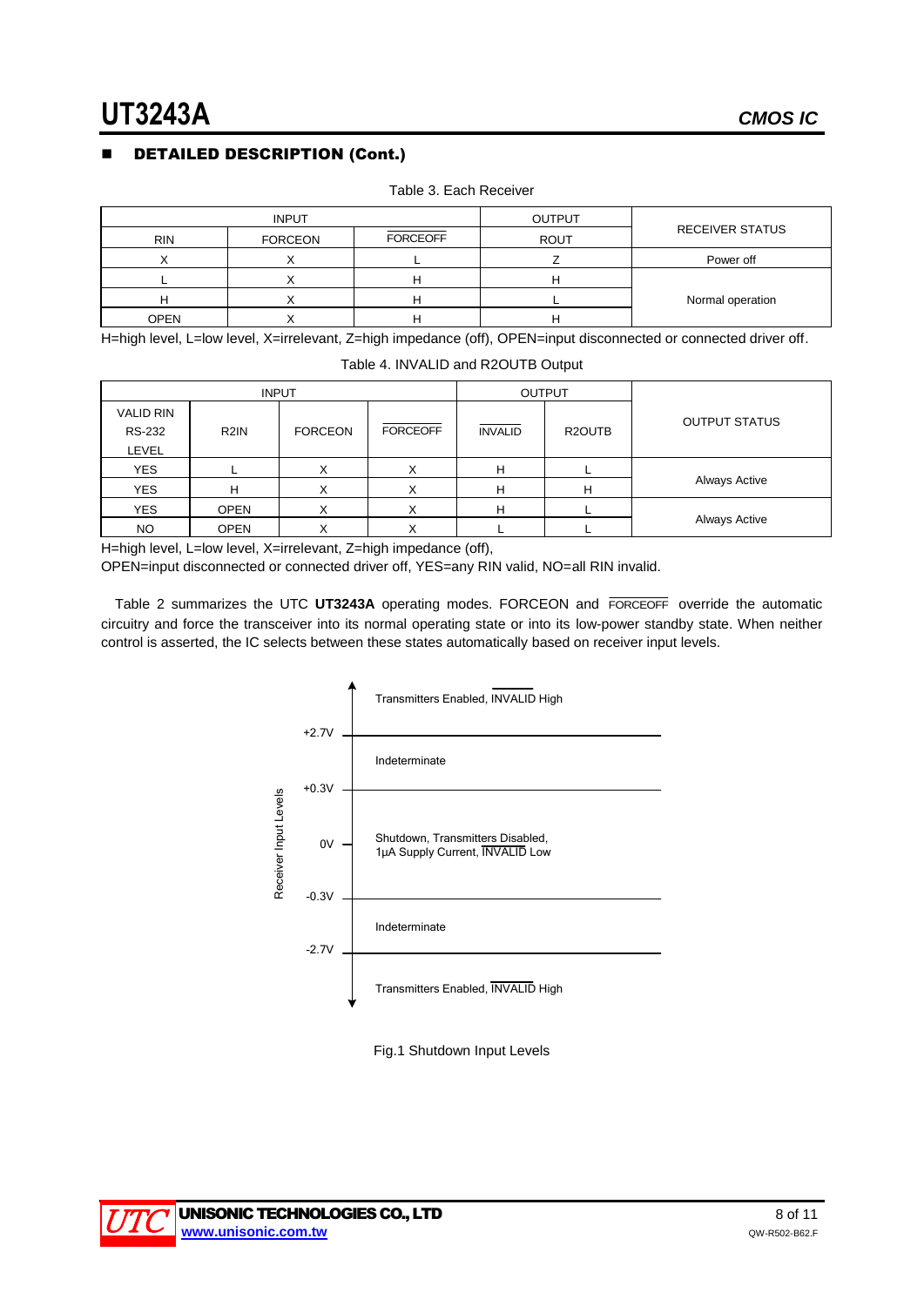## DETAILED DESCRIPTION (Cont.)

Table 3. Each Receiver

| INPUT | | | OUTPUT | RECEIVER STATUS |
|---|---|---|---|---|
| RIN | FORCEON | $\overline{\text{FORCEOFF}}$ | ROUT | |
| X | X | L | Z | Power off |
| L | X | H | H | Normal operation |
| H | X | H | L | |
| OPEN | X | H | H | |

H=high level, L=low level, X=irrelevant, Z=high impedance (off), OPEN=input disconnected or connected driver off.

Table 4. INVALID and R2OUTB Output

| INPUT | | | | OUTPUT | | OUTPUT STATUS |
|---|---|---|---|---|---|---|
| VALID RIN RS-232 LEVEL | R2IN | FORCEON | $\overline{\text{FORCEOFF}}$ | $\overline{\text{INVALID}}$ | R2OUTB | |
| YES | L | X | X | H | L | Always Active |
| YES | H | X | X | H | H | |
| YES | OPEN | X | X | H | L | Always Active |
| NO | OPEN | X | X | L | L | |

H=high level, L=low level, X=irrelevant, Z=high impedance (off),
OPEN=input disconnected or connected driver off, YES=any RIN valid, NO=all RIN invalid.

Table 2 summarizes the UTC **UT3243A** operating modes. FORCEON and $\overline{\text{FORCEOFF}}$ override the automatic circuitry and force the transceiver into its normal operating state or into its low-power standby state. When neither control is asserted, the IC selects between these states automatically based on receiver input levels.

Receiver Input Levels:

- Above +2.7V: Transmitters Enabled, $\overline{\text{INVALID}}$ High
- +2.7V to +0.3V: Indeterminate
- +0.3V to -0.3V (0V): Shutdown, Transmitters Disabled, 1μA Supply Current, $\overline{\text{INVALID}}$ Low
- -0.3V to -2.7V: Indeterminate
- Below -2.7V: Transmitters Enabled, $\overline{\text{INVALID}}$ High

Fig.1 Shutdown Input Levels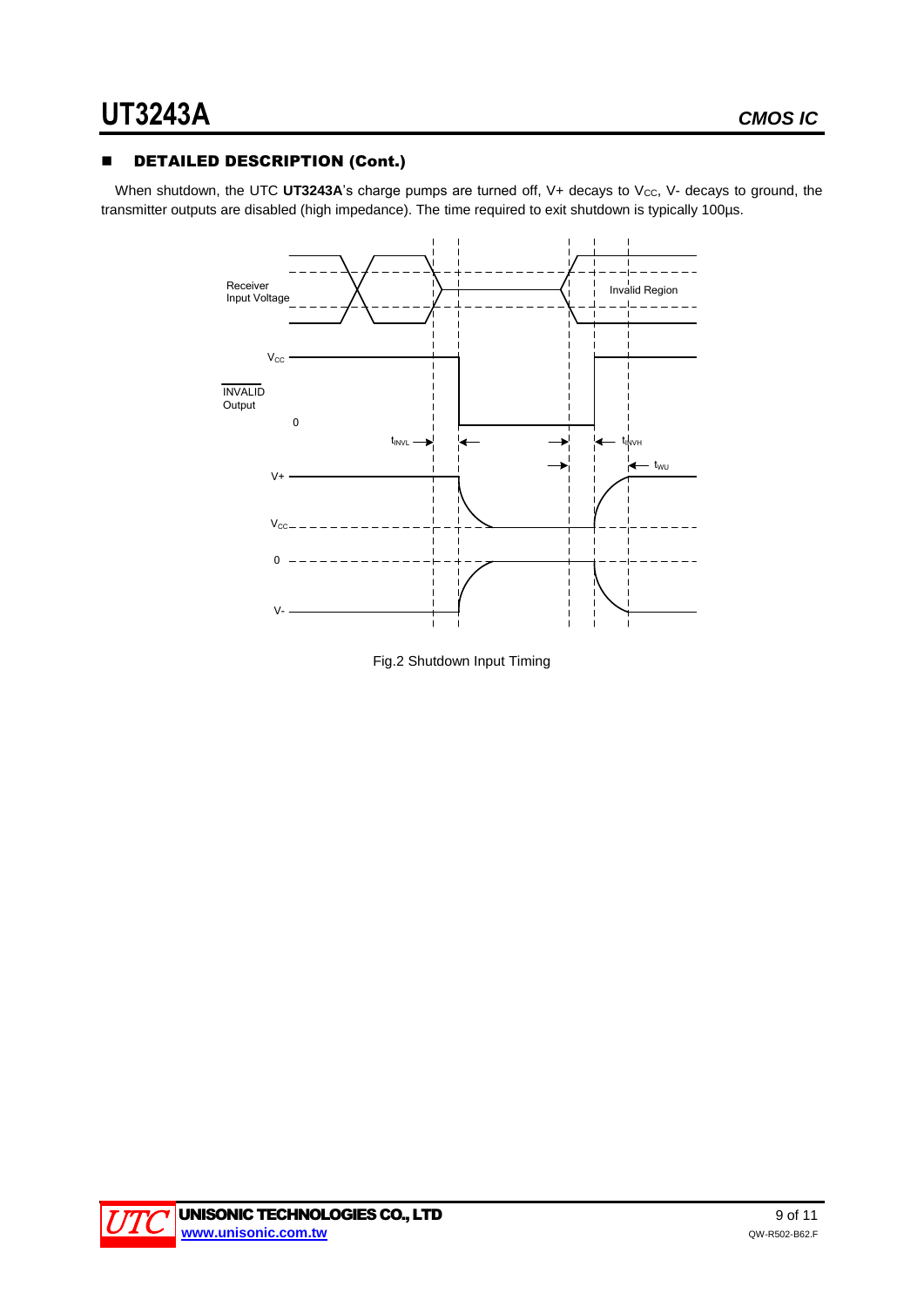## ■ DETAILED DESCRIPTION (Cont.)

When shutdown, the UTC **UT3243A**'s charge pumps are turned off, V+ decays to $V_{CC}$, V- decays to ground, the transmitter outputs are disabled (high impedance). The time required to exit shutdown is typically 100µs.

Fig.2 Shutdown Input Timing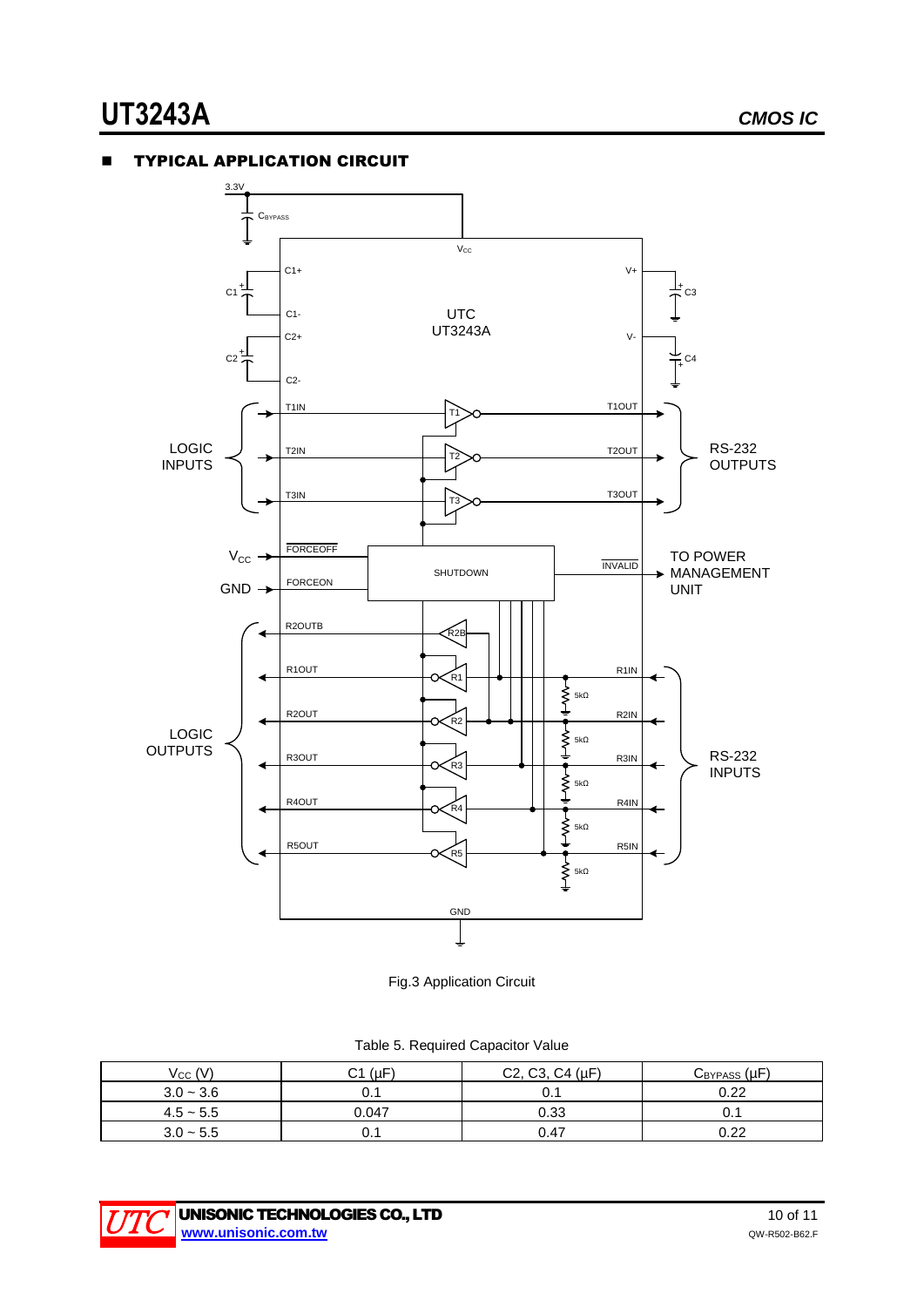## TYPICAL APPLICATION CIRCUIT

Fig.3 Application Circuit

Table 5. Required Capacitor Value

| $V_{CC}$ (V) | C1 (μF) | C2, C3, C4 (μF) | $C_{BYPASS}$ (μF) |
|---|---|---|---|
| 3.0 ~ 3.6 | 0.1 | 0.1 | 0.22 |
| 4.5 ~ 5.5 | 0.047 | 0.33 | 0.1 |
| 3.0 ~ 5.5 | 0.1 | 0.47 | 0.22 |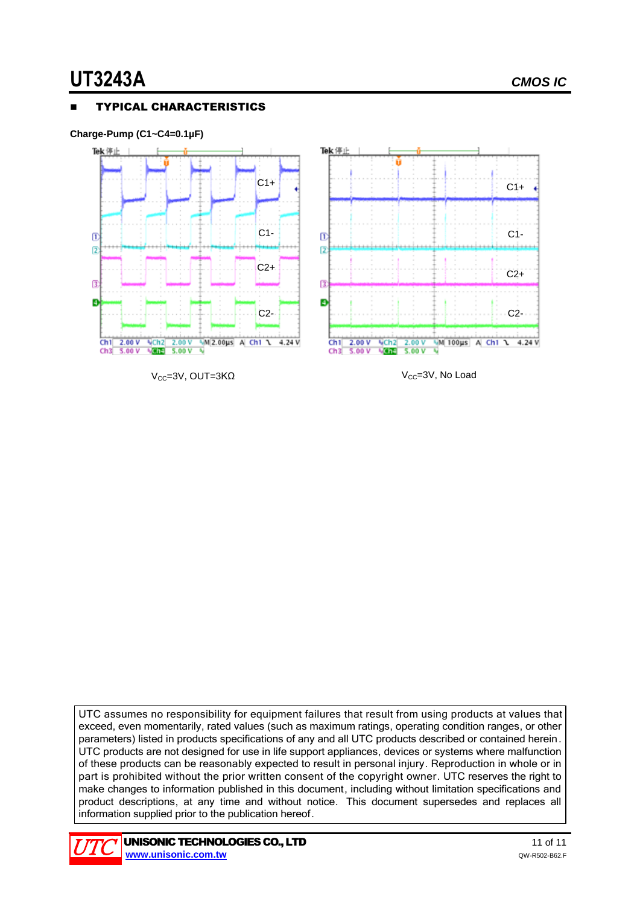## TYPICAL CHARACTERISTICS

**Charge-Pump (C1~C4=0.1μF)**

Tek 停止

C1+

C1-

C2+

C2-

Ch1 2.00 V Ch2 2.00 V M 2.00μs A Ch1 4.24 V
Ch3 5.00 V Ch4 5.00 V

$V_{CC}$=3V, OUT=3KΩ

Tek 停止

C1+

C1-

C2+

C2-

Ch1 2.00 V Ch2 2.00 V M 100μs A Ch1 4.24 V
Ch3 5.00 V Ch4 5.00 V

$V_{CC}$=3V, No Load

UTC assumes no responsibility for equipment failures that result from using products at values that exceed, even momentarily, rated values (such as maximum ratings, operating condition ranges, or other parameters) listed in products specifications of any and all UTC products described or contained herein. UTC products are not designed for use in life support appliances, devices or systems where malfunction of these products can be reasonably expected to result in personal injury. Reproduction in whole or in part is prohibited without the prior written consent of the copyright owner. UTC reserves the right to make changes to information published in this document, including without limitation specifications and product descriptions, at any time and without notice. This document supersedes and replaces all information supplied prior to the publication hereof.